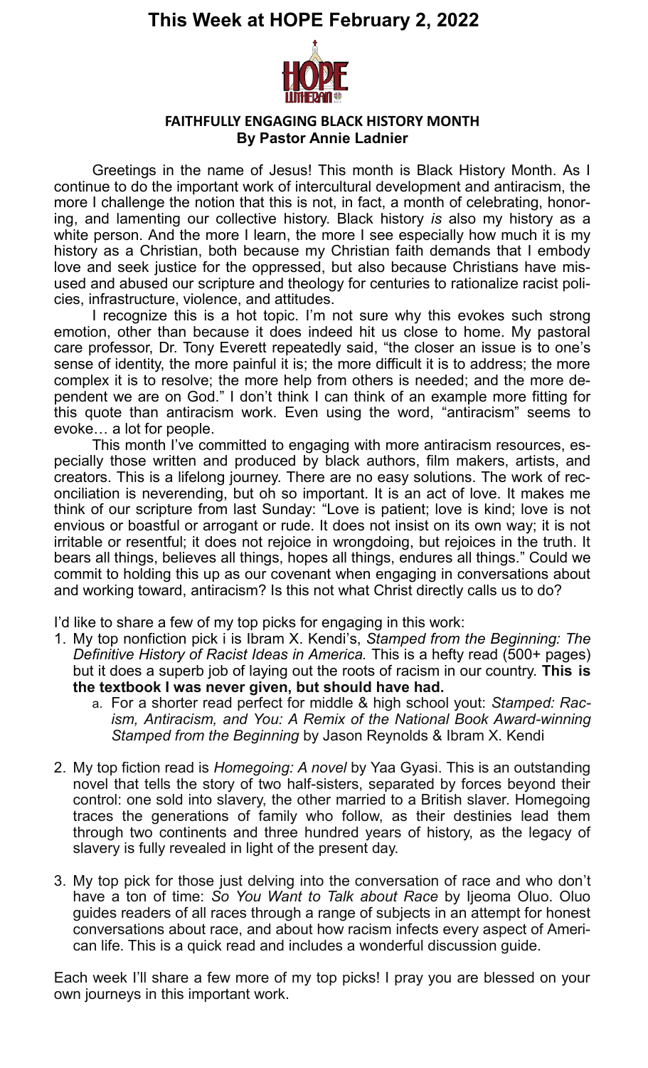# This Week at HOPE February 2, 2022

## FAITHFULLY ENGAGING BLACK HISTORY MONTH
**By Pastor Annie Ladnier**

Greetings in the name of Jesus! This month is Black History Month. As I continue to do the important work of intercultural development and antiracism, the more I challenge the notion that this is not, in fact, a month of celebrating, honoring, and lamenting our collective history. Black history *is* also my history as a white person. And the more I learn, the more I see especially how much it is my history as a Christian, both because my Christian faith demands that I embody love and seek justice for the oppressed, but also because Christians have misused and abused our scripture and theology for centuries to rationalize racist policies, infrastructure, violence, and attitudes.

I recognize this is a hot topic. I'm not sure why this evokes such strong emotion, other than because it does indeed hit us close to home. My pastoral care professor, Dr. Tony Everett repeatedly said, "the closer an issue is to one's sense of identity, the more painful it is; the more difficult it is to address; the more complex it is to resolve; the more help from others is needed; and the more dependent we are on God." I don't think I can think of an example more fitting for this quote than antiracism work. Even using the word, "antiracism" seems to evoke… a lot for people.

This month I've committed to engaging with more antiracism resources, especially those written and produced by black authors, film makers, artists, and creators. This is a lifelong journey. There are no easy solutions. The work of reconciliation is neverending, but oh so important. It is an act of love. It makes me think of our scripture from last Sunday: "Love is patient; love is kind; love is not envious or boastful or arrogant or rude. It does not insist on its own way; it is not irritable or resentful; it does not rejoice in wrongdoing, but rejoices in the truth. It bears all things, believes all things, hopes all things, endures all things." Could we commit to holding this up as our covenant when engaging in conversations about and working toward, antiracism? Is this not what Christ directly calls us to do?

I'd like to share a few of my top picks for engaging in this work:

1. My top nonfiction pick i is Ibram X. Kendi's, *Stamped from the Beginning: The Definitive History of Racist Ideas in America.* This is a hefty read (500+ pages) but it does a superb job of laying out the roots of racism in our country. **This is the textbook I was never given, but should have had.**
   a. For a shorter read perfect for middle & high school yout: *Stamped: Racism, Antiracism, and You: A Remix of the National Book Award-winning Stamped from the Beginning* by Jason Reynolds & Ibram X. Kendi

2. My top fiction read is *Homegoing: A novel* by Yaa Gyasi. This is an outstanding novel that tells the story of two half-sisters, separated by forces beyond their control: one sold into slavery, the other married to a British slaver. Homegoing traces the generations of family who follow, as their destinies lead them through two continents and three hundred years of history, as the legacy of slavery is fully revealed in light of the present day.

3. My top pick for those just delving into the conversation of race and who don't have a ton of time: *So You Want to Talk about Race* by Ijeoma Oluo. Oluo guides readers of all races through a range of subjects in an attempt for honest conversations about race, and about how racism infects every aspect of American life. This is a quick read and includes a wonderful discussion guide.

Each week I'll share a few more of my top picks! I pray you are blessed on your own journeys in this important work.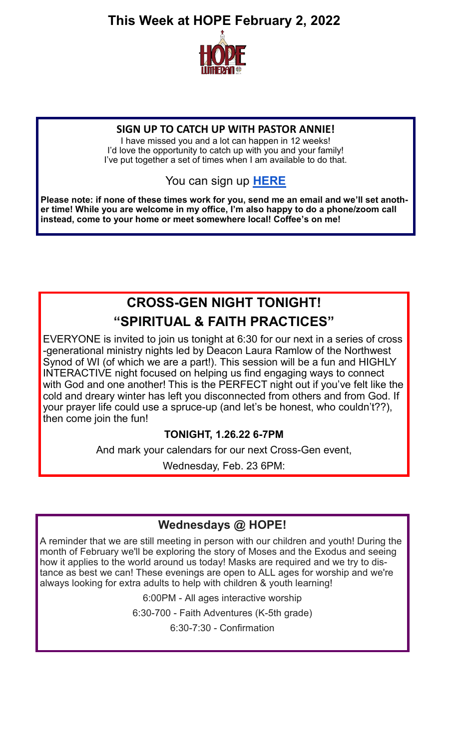# This Week at HOPE February 2, 2022

## SIGN UP TO CATCH UP WITH PASTOR ANNIE!

I have missed you and a lot can happen in 12 weeks!
I'd love the opportunity to catch up with you and your family!
I've put together a set of times when I am available to do that.

You can sign up **HERE**

**Please note: if none of these times work for you, send me an email and we'll set another time! While you are welcome in my office, I'm also happy to do a phone/zoom call instead, come to your home or meet somewhere local! Coffee's on me!**

## CROSS-GEN NIGHT TONIGHT!
## "SPIRITUAL & FAITH PRACTICES"

EVERYONE is invited to join us tonight at 6:30 for our next in a series of cross-generational ministry nights led by Deacon Laura Ramlow of the Northwest Synod of WI (of which we are a part!). This session will be a fun and HIGHLY INTERACTIVE night focused on helping us find engaging ways to connect with God and one another! This is the PERFECT night out if you've felt like the cold and dreary winter has left you disconnected from others and from God. If your prayer life could use a spruce-up (and let's be honest, who couldn't??), then come join the fun!

**TONIGHT, 1.26.22 6-7PM**

And mark your calendars for our next Cross-Gen event,

Wednesday, Feb. 23 6PM:

## Wednesdays @ HOPE!

A reminder that we are still meeting in person with our children and youth! During the month of February we'll be exploring the story of Moses and the Exodus and seeing how it applies to the world around us today! Masks are required and we try to distance as best we can! These evenings are open to ALL ages for worship and we're always looking for extra adults to help with children & youth learning!

6:00PM - All ages interactive worship

6:30-700 - Faith Adventures (K-5th grade)

6:30-7:30 - Confirmation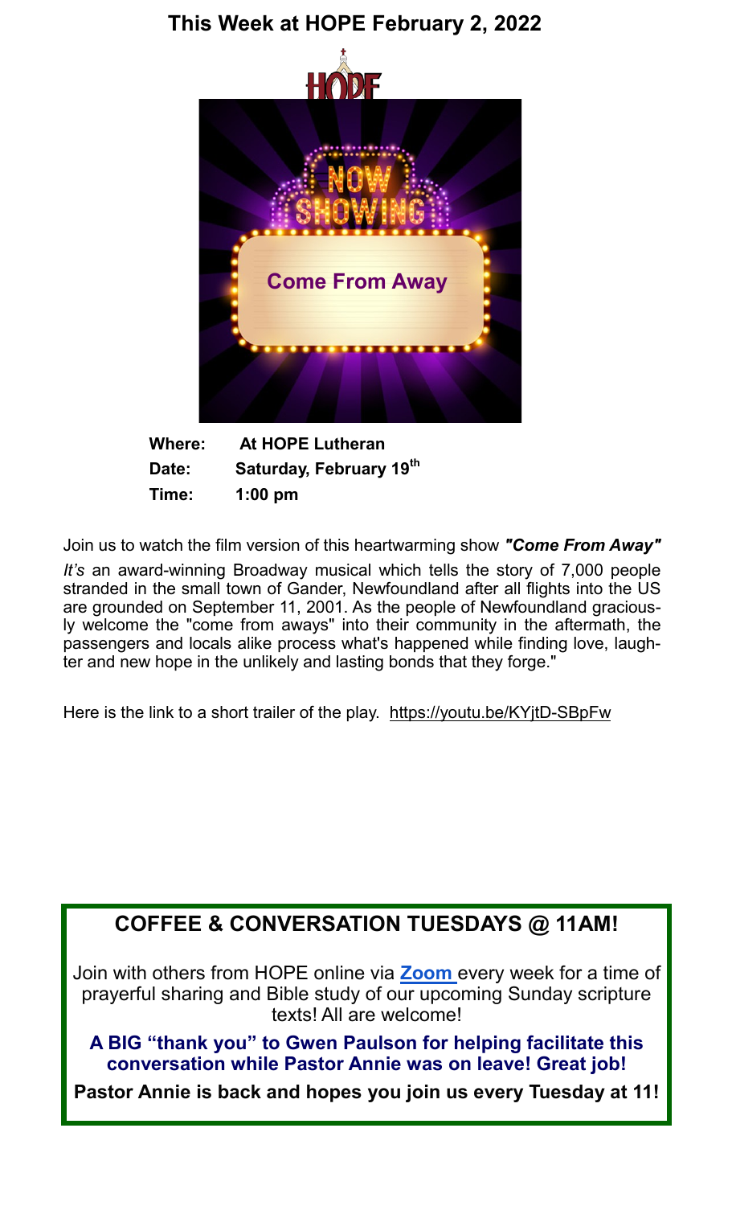# This Week at HOPE February 2, 2022

HOPE

NOW SHOWING

Come From Away

**Where:** At HOPE Lutheran
**Date:** Saturday, February 19th
**Time:** 1:00 pm

Join us to watch the film version of this heartwarming show ***"Come From Away"***

*It's* an award-winning Broadway musical which tells the story of 7,000 people stranded in the small town of Gander, Newfoundland after all flights into the US are grounded on September 11, 2001. As the people of Newfoundland graciously welcome the "come from aways" into their community in the aftermath, the passengers and locals alike process what's happened while finding love, laughter and new hope in the unlikely and lasting bonds that they forge."

Here is the link to a short trailer of the play. https://youtu.be/KYjtD-SBpFw

## COFFEE & CONVERSATION TUESDAYS @ 11AM!

Join with others from HOPE online via **Zoom** every week for a time of prayerful sharing and Bible study of our upcoming Sunday scripture texts! All are welcome!

**A BIG "thank you" to Gwen Paulson for helping facilitate this conversation while Pastor Annie was on leave! Great job!**

**Pastor Annie is back and hopes you join us every Tuesday at 11!**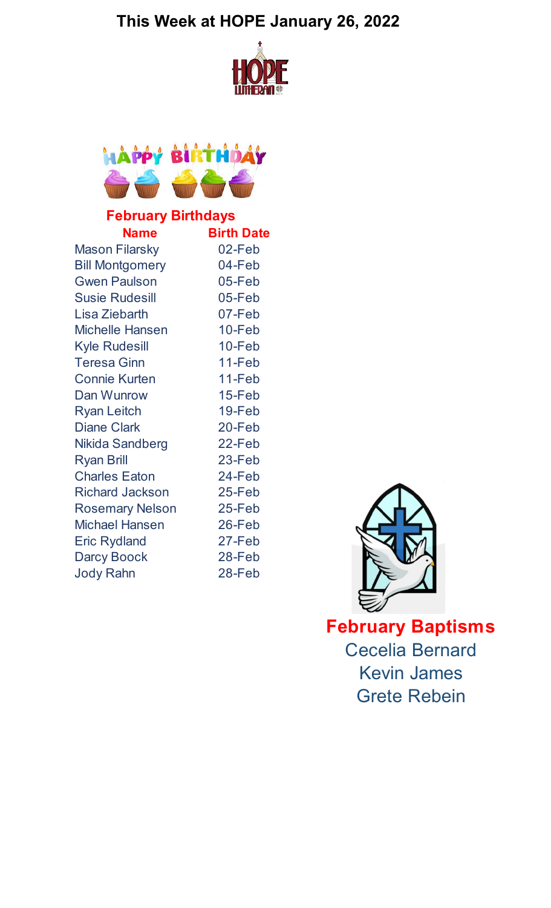# This Week at HOPE January 26, 2022

## February Birthdays

| Name | Birth Date |
|---|---|
| Mason Filarsky | 02-Feb |
| Bill Montgomery | 04-Feb |
| Gwen Paulson | 05-Feb |
| Susie Rudesill | 05-Feb |
| Lisa Ziebarth | 07-Feb |
| Michelle Hansen | 10-Feb |
| Kyle Rudesill | 10-Feb |
| Teresa Ginn | 11-Feb |
| Connie Kurten | 11-Feb |
| Dan Wunrow | 15-Feb |
| Ryan Leitch | 19-Feb |
| Diane Clark | 20-Feb |
| Nikida Sandberg | 22-Feb |
| Ryan Brill | 23-Feb |
| Charles Eaton | 24-Feb |
| Richard Jackson | 25-Feb |
| Rosemary Nelson | 25-Feb |
| Michael Hansen | 26-Feb |
| Eric Rydland | 27-Feb |
| Darcy Boock | 28-Feb |
| Jody Rahn | 28-Feb |

## February Baptisms

Cecelia Bernard
Kevin James
Grete Rebein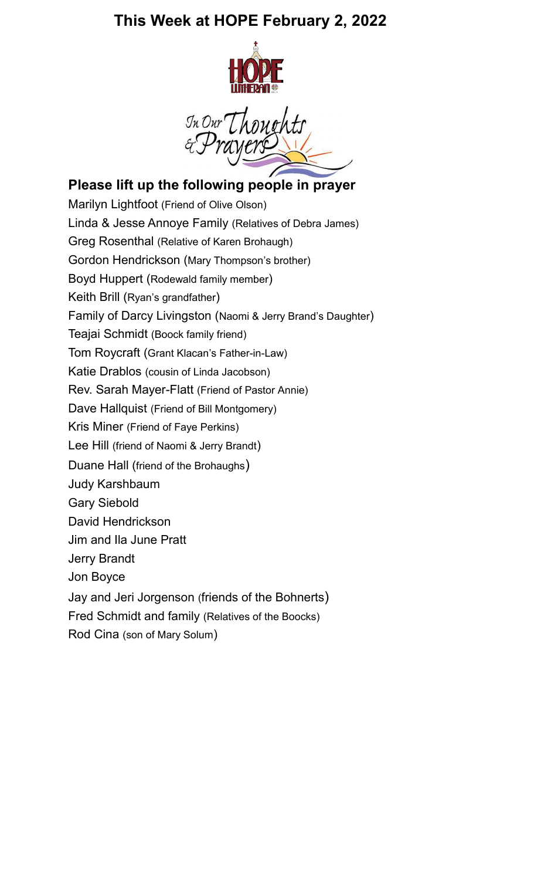# This Week at HOPE February 2, 2022

In Our Thoughts & Prayers

## Please lift up the following people in prayer

Marilyn Lightfoot (Friend of Olive Olson)
Linda & Jesse Annoye Family (Relatives of Debra James)
Greg Rosenthal (Relative of Karen Brohaugh)
Gordon Hendrickson (Mary Thompson's brother)
Boyd Huppert (Rodewald family member)
Keith Brill (Ryan's grandfather)
Family of Darcy Livingston (Naomi & Jerry Brand's Daughter)
Teajai Schmidt (Boock family friend)
Tom Roycraft (Grant Klacan's Father-in-Law)
Katie Drablos (cousin of Linda Jacobson)
Rev. Sarah Mayer-Flatt (Friend of Pastor Annie)
Dave Hallquist (Friend of Bill Montgomery)
Kris Miner (Friend of Faye Perkins)
Lee Hill (friend of Naomi & Jerry Brandt)
Duane Hall (friend of the Brohaughs)
Judy Karshbaum
Gary Siebold
David Hendrickson
Jim and Ila June Pratt
Jerry Brandt
Jon Boyce
Jay and Jeri Jorgenson (friends of the Bohnerts)
Fred Schmidt and family (Relatives of the Boocks)
Rod Cina (son of Mary Solum)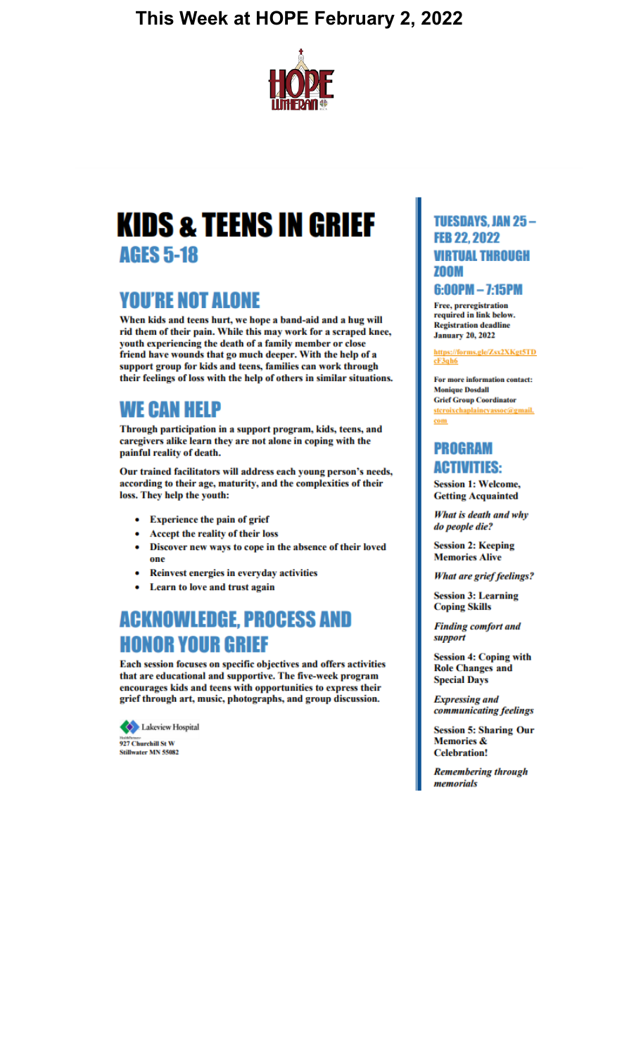# This Week at HOPE February 2, 2022

HOPE LUTHERAN

# KIDS & TEENS IN GRIEF

## AGES 5-18

## YOU'RE NOT ALONE

**When kids and teens hurt, we hope a band-aid and a hug will rid them of their pain. While this may work for a scraped knee, youth experiencing the death of a family member or close friend have wounds that go much deeper. With the help of a support group for kids and teens, families can work through their feelings of loss with the help of others in similar situations.**

## WE CAN HELP

**Through participation in a support program, kids, teens, and caregivers alike learn they are not alone in coping with the painful reality of death.**

**Our trained facilitators will address each young person's needs, according to their age, maturity, and the complexities of their loss. They help the youth:**

- **Experience the pain of grief**
- **Accept the reality of their loss**
- **Discover new ways to cope in the absence of their loved one**
- **Reinvest energies in everyday activities**
- **Learn to love and trust again**

## ACKNOWLEDGE, PROCESS AND HONOR YOUR GRIEF

**Each session focuses on specific objectives and offers activities that are educational and supportive. The five-week program encourages kids and teens with opportunities to express their grief through art, music, photographs, and group discussion.**

Lakeview Hospital
**927 Churchill St W**
**Stillwater MN 55082**

## TUESDAYS, JAN 25 – FEB 22, 2022

## VIRTUAL THROUGH ZOOM

## 6:00PM – 7:15PM

**Free, preregistration required in link below. Registration deadline January 20, 2022**

https://forms.gle/Zsx2XKgt5TDcF3qh6

**For more information contact:**
**Monique Dosdall**
**Grief Group Coordinator**
stcroixchaplaincyassoc@gmail.com

## PROGRAM ACTIVITIES:

**Session 1: Welcome, Getting Acquainted**

***What is death and why do people die?***

**Session 2: Keeping Memories Alive**

***What are grief feelings?***

**Session 3: Learning Coping Skills**

***Finding comfort and support***

**Session 4: Coping with Role Changes and Special Days**

***Expressing and communicating feelings***

**Session 5: Sharing Our Memories & Celebration!**

***Remembering through memorials***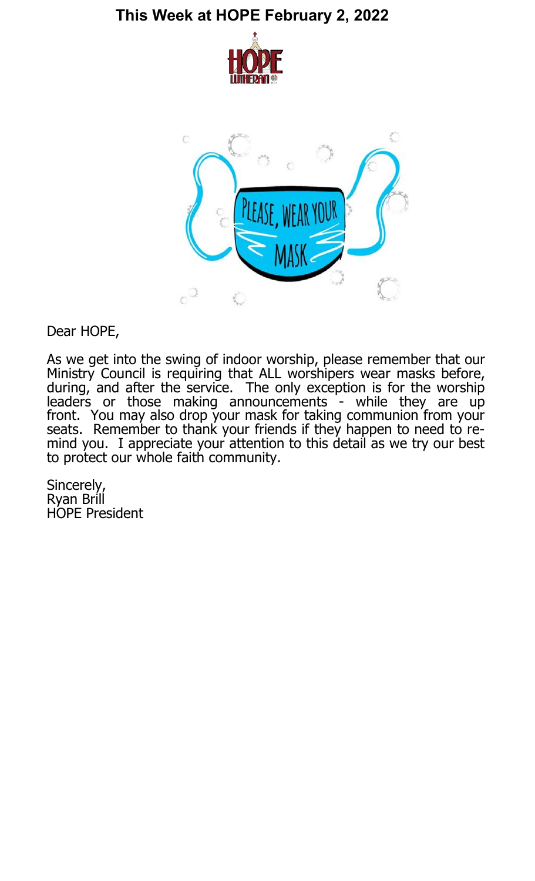# This Week at HOPE February 2, 2022

Dear HOPE,

As we get into the swing of indoor worship, please remember that our Ministry Council is requiring that ALL worshipers wear masks before, during, and after the service. The only exception is for the worship leaders or those making announcements - while they are up front. You may also drop your mask for taking communion from your seats. Remember to thank your friends if they happen to need to remind you. I appreciate your attention to this detail as we try our best to protect our whole faith community.

Sincerely,  
Ryan Brill  
HOPE President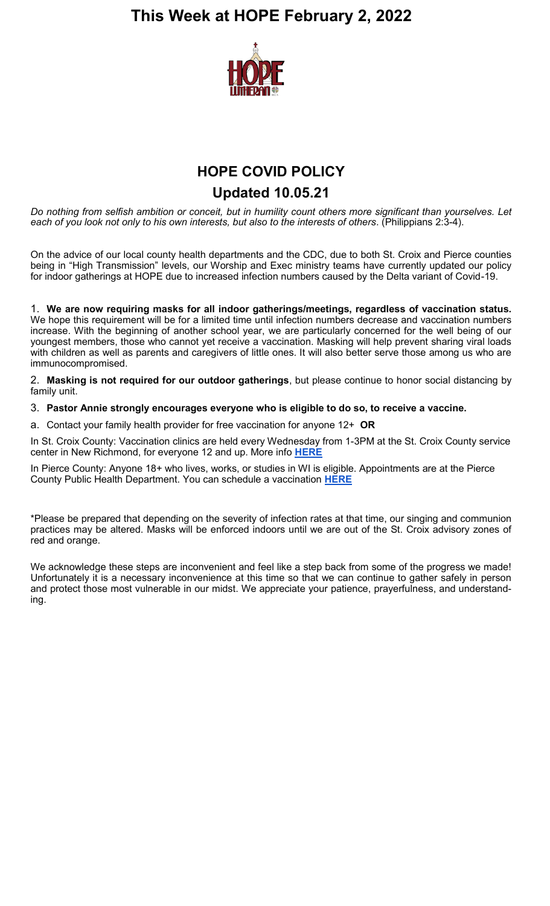# This Week at HOPE February 2, 2022

## HOPE COVID POLICY

## Updated 10.05.21

*Do nothing from selfish ambition or conceit, but in humility count others more significant than yourselves. Let each of you look not only to his own interests, but also to the interests of others*. (Philippians 2:3-4).

On the advice of our local county health departments and the CDC, due to both St. Croix and Pierce counties being in "High Transmission" levels, our Worship and Exec ministry teams have currently updated our policy for indoor gatherings at HOPE due to increased infection numbers caused by the Delta variant of Covid-19.

1. **We are now requiring masks for all indoor gatherings/meetings, regardless of vaccination status.** We hope this requirement will be for a limited time until infection numbers decrease and vaccination numbers increase. With the beginning of another school year, we are particularly concerned for the well being of our youngest members, those who cannot yet receive a vaccination. Masking will help prevent sharing viral loads with children as well as parents and caregivers of little ones. It will also better serve those among us who are immunocompromised.

2. **Masking is not required for our outdoor gatherings**, but please continue to honor social distancing by family unit.

3. **Pastor Annie strongly encourages everyone who is eligible to do so, to receive a vaccine.**

a. Contact your family health provider for free vaccination for anyone 12+ **OR**

In St. Croix County: Vaccination clinics are held every Wednesday from 1-3PM at the St. Croix County service center in New Richmond, for everyone 12 and up. More info **HERE**

In Pierce County: Anyone 18+ who lives, works, or studies in WI is eligible. Appointments are at the Pierce County Public Health Department. You can schedule a vaccination **HERE**

*Please be prepared that depending on the severity of infection rates at that time, our singing and communion practices may be altered. Masks will be enforced indoors until we are out of the St. Croix advisory zones of red and orange.

We acknowledge these steps are inconvenient and feel like a step back from some of the progress we made! Unfortunately it is a necessary inconvenience at this time so that we can continue to gather safely in person and protect those most vulnerable in our midst. We appreciate your patience, prayerfulness, and understanding.